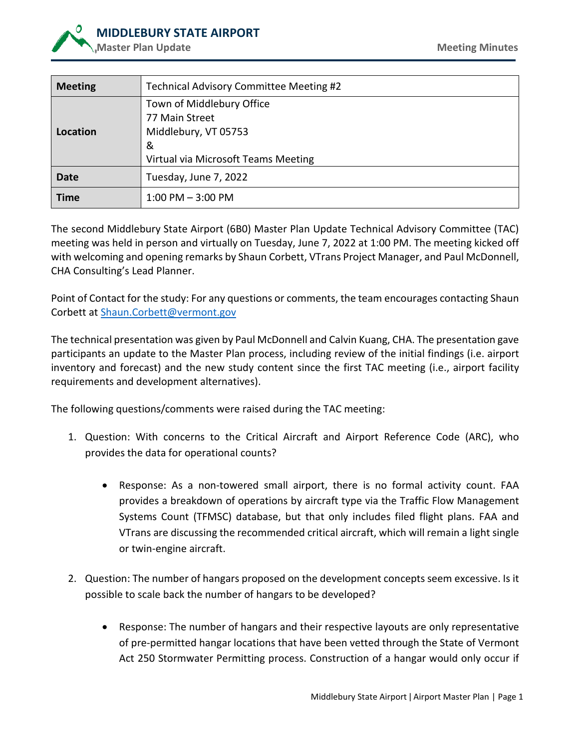| Meeting | Technical Advisory Committee Meeting #2 |
|---|---|
| Location | Town of Middlebury Office<br>77 Main Street<br>Middlebury, VT 05753<br>&<br>Virtual via Microsoft Teams Meeting |
| Date | Tuesday, June 7, 2022 |
| Time | 1:00 PM – 3:00 PM |

The second Middlebury State Airport (6B0) Master Plan Update Technical Advisory Committee (TAC) meeting was held in person and virtually on Tuesday, June 7, 2022 at 1:00 PM. The meeting kicked off with welcoming and opening remarks by Shaun Corbett, VTrans Project Manager, and Paul McDonnell, CHA Consulting's Lead Planner.

Point of Contact for the study: For any questions or comments, the team encourages contacting Shaun Corbett at Shaun.Corbett@vermont.gov

The technical presentation was given by Paul McDonnell and Calvin Kuang, CHA. The presentation gave participants an update to the Master Plan process, including review of the initial findings (i.e. airport inventory and forecast) and the new study content since the first TAC meeting (i.e., airport facility requirements and development alternatives).

The following questions/comments were raised during the TAC meeting:

1. Question: With concerns to the Critical Aircraft and Airport Reference Code (ARC), who provides the data for operational counts?

   - Response: As a non-towered small airport, there is no formal activity count. FAA provides a breakdown of operations by aircraft type via the Traffic Flow Management Systems Count (TFMSC) database, but that only includes filed flight plans. FAA and VTrans are discussing the recommended critical aircraft, which will remain a light single or twin-engine aircraft.

2. Question: The number of hangars proposed on the development concepts seem excessive. Is it possible to scale back the number of hangars to be developed?

   - Response: The number of hangars and their respective layouts are only representative of pre-permitted hangar locations that have been vetted through the State of Vermont Act 250 Stormwater Permitting process. Construction of a hangar would only occur if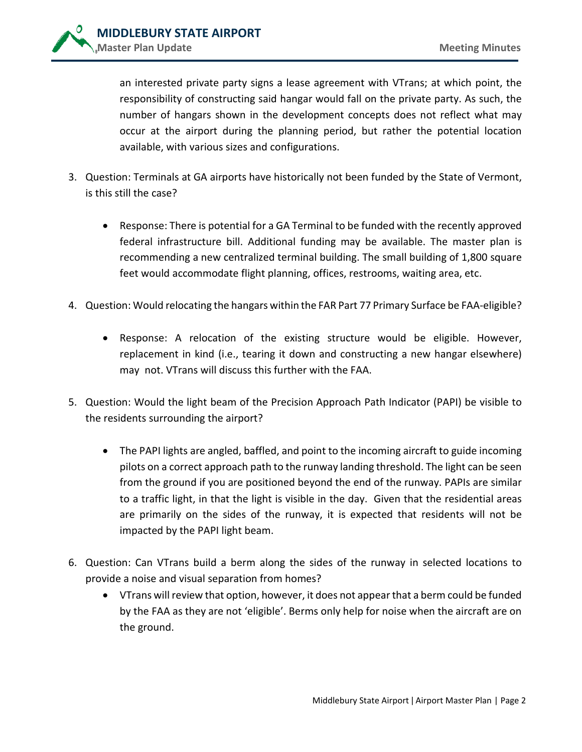an interested private party signs a lease agreement with VTrans; at which point, the responsibility of constructing said hangar would fall on the private party. As such, the number of hangars shown in the development concepts does not reflect what may occur at the airport during the planning period, but rather the potential location available, with various sizes and configurations.

3. Question: Terminals at GA airports have historically not been funded by the State of Vermont, is this still the case?

    - Response: There is potential for a GA Terminal to be funded with the recently approved federal infrastructure bill. Additional funding may be available. The master plan is recommending a new centralized terminal building. The small building of 1,800 square feet would accommodate flight planning, offices, restrooms, waiting area, etc.

4. Question: Would relocating the hangars within the FAR Part 77 Primary Surface be FAA-eligible?

    - Response: A relocation of the existing structure would be eligible. However, replacement in kind (i.e., tearing it down and constructing a new hangar elsewhere) may not. VTrans will discuss this further with the FAA.

5. Question: Would the light beam of the Precision Approach Path Indicator (PAPI) be visible to the residents surrounding the airport?

    - The PAPI lights are angled, baffled, and point to the incoming aircraft to guide incoming pilots on a correct approach path to the runway landing threshold. The light can be seen from the ground if you are positioned beyond the end of the runway. PAPIs are similar to a traffic light, in that the light is visible in the day. Given that the residential areas are primarily on the sides of the runway, it is expected that residents will not be impacted by the PAPI light beam.

6. Question: Can VTrans build a berm along the sides of the runway in selected locations to provide a noise and visual separation from homes?

    - VTrans will review that option, however, it does not appear that a berm could be funded by the FAA as they are not 'eligible'. Berms only help for noise when the aircraft are on the ground.